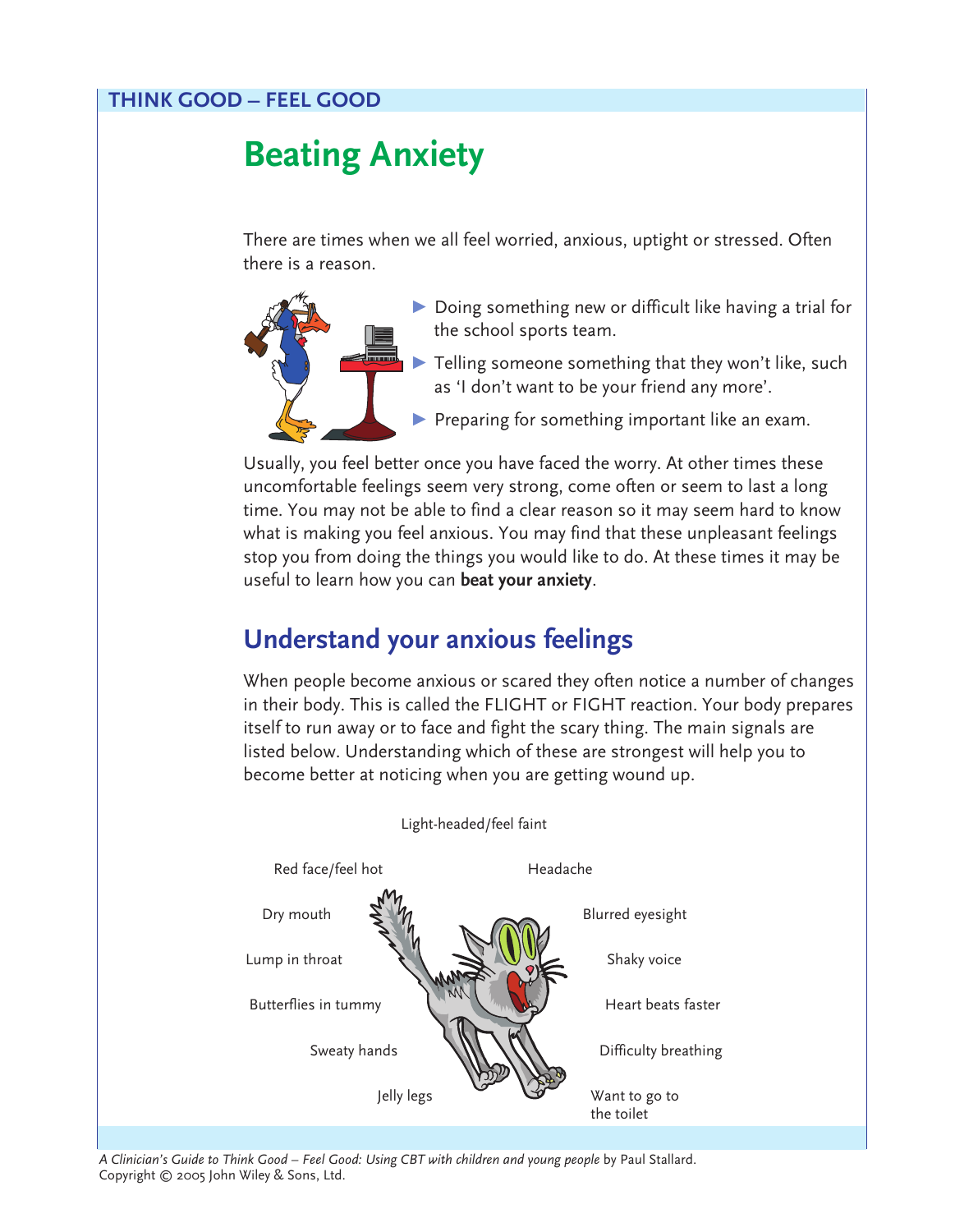# Beating Anxiety

There are times when we all feel worried, anxious, uptight or stressed. Often there is a reason.

- Doing something new or difficult like having a trial for the school sports team.
- Telling someone something that they won't like, such as 'I don't want to be your friend any more'.
- Preparing for something important like an exam.

Usually, you feel better once you have faced the worry. At other times these uncomfortable feelings seem very strong, come often or seem to last a long time. You may not be able to find a clear reason so it may seem hard to know what is making you feel anxious. You may find that these unpleasant feelings stop you from doing the things you would like to do. At these times it may be useful to learn how you can **beat your anxiety**.

## Understand your anxious feelings

When people become anxious or scared they often notice a number of changes in their body. This is called the FLIGHT or FIGHT reaction. Your body prepares itself to run away or to face and fight the scary thing. The main signals are listed below. Understanding which of these are strongest will help you to become better at noticing when you are getting wound up.

- Light-headed/feel faint
- Red face/feel hot
- Headache
- Dry mouth
- Blurred eyesight
- Lump in throat
- Shaky voice
- Butterflies in tummy
- Heart beats faster
- Sweaty hands
- Difficulty breathing
- Jelly legs
- Want to go to the toilet

*A Clinician's Guide to Think Good – Feel Good: Using CBT with children and young people* by Paul Stallard. Copyright © 2005 John Wiley & Sons, Ltd.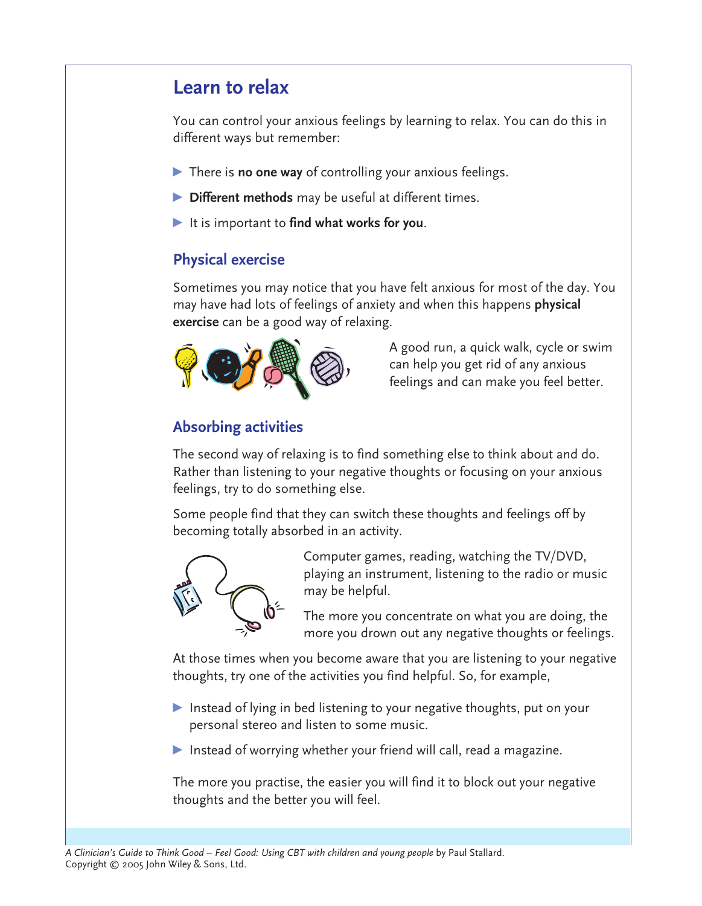# Learn to relax

You can control your anxious feelings by learning to relax. You can do this in different ways but remember:

- There is **no one way** of controlling your anxious feelings.
- **Different methods** may be useful at different times.
- It is important to **find what works for you**.

## Physical exercise

Sometimes you may notice that you have felt anxious for most of the day. You may have had lots of feelings of anxiety and when this happens **physical exercise** can be a good way of relaxing.

A good run, a quick walk, cycle or swim can help you get rid of any anxious feelings and can make you feel better.

## Absorbing activities

The second way of relaxing is to find something else to think about and do. Rather than listening to your negative thoughts or focusing on your anxious feelings, try to do something else.

Some people find that they can switch these thoughts and feelings off by becoming totally absorbed in an activity.

Computer games, reading, watching the TV/DVD, playing an instrument, listening to the radio or music may be helpful.

The more you concentrate on what you are doing, the more you drown out any negative thoughts or feelings.

At those times when you become aware that you are listening to your negative thoughts, try one of the activities you find helpful. So, for example,

- Instead of lying in bed listening to your negative thoughts, put on your personal stereo and listen to some music.
- Instead of worrying whether your friend will call, read a magazine.

The more you practise, the easier you will find it to block out your negative thoughts and the better you will feel.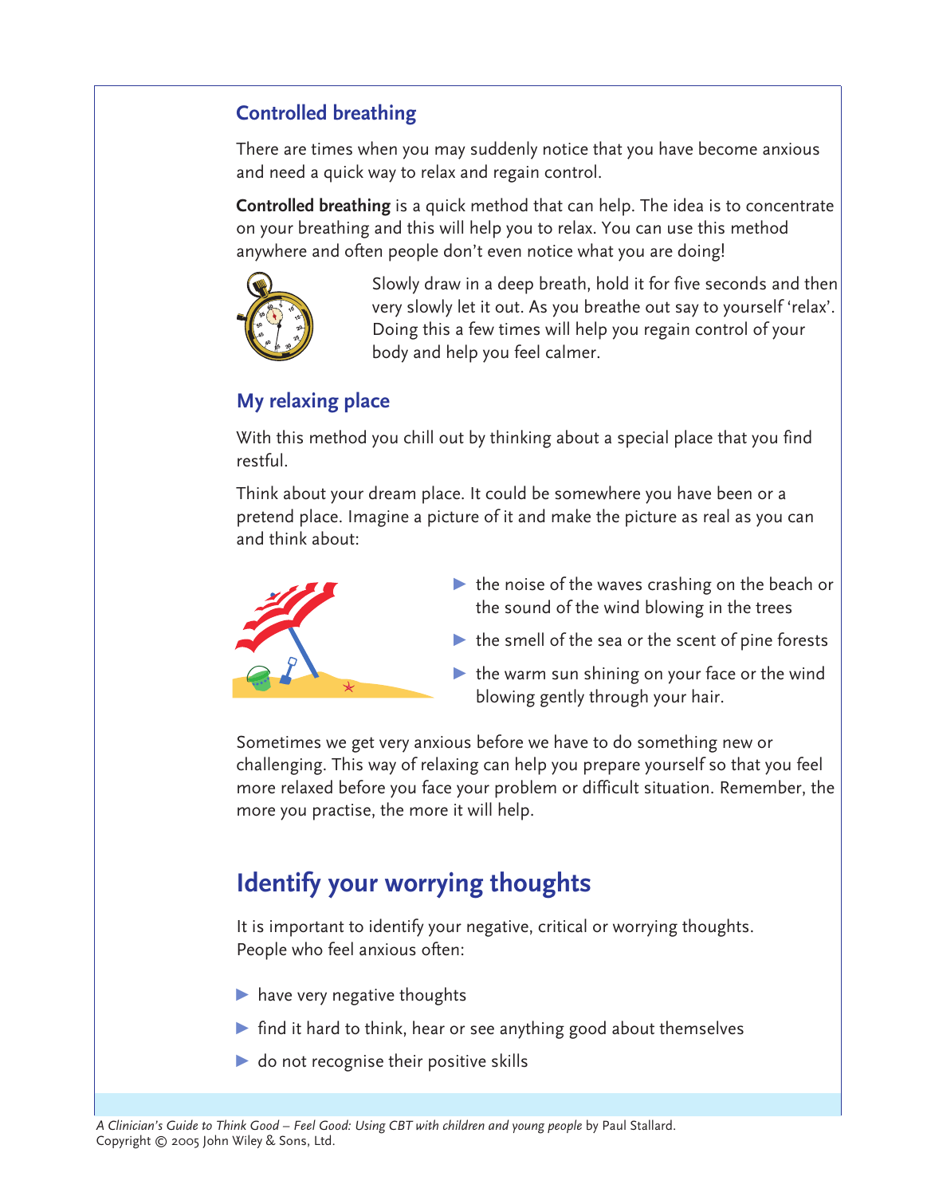## Controlled breathing

There are times when you may suddenly notice that you have become anxious and need a quick way to relax and regain control.

**Controlled breathing** is a quick method that can help. The idea is to concentrate on your breathing and this will help you to relax. You can use this method anywhere and often people don't even notice what you are doing!

Slowly draw in a deep breath, hold it for five seconds and then very slowly let it out. As you breathe out say to yourself 'relax'. Doing this a few times will help you regain control of your body and help you feel calmer.

## My relaxing place

With this method you chill out by thinking about a special place that you find restful.

Think about your dream place. It could be somewhere you have been or a pretend place. Imagine a picture of it and make the picture as real as you can and think about:

- the noise of the waves crashing on the beach or the sound of the wind blowing in the trees
- the smell of the sea or the scent of pine forests
- the warm sun shining on your face or the wind blowing gently through your hair.

Sometimes we get very anxious before we have to do something new or challenging. This way of relaxing can help you prepare yourself so that you feel more relaxed before you face your problem or difficult situation. Remember, the more you practise, the more it will help.

# Identify your worrying thoughts

It is important to identify your negative, critical or worrying thoughts. People who feel anxious often:

- have very negative thoughts
- find it hard to think, hear or see anything good about themselves
- do not recognise their positive skills

*A Clinician's Guide to Think Good – Feel Good: Using CBT with children and young people* by Paul Stallard. Copyright © 2005 John Wiley & Sons, Ltd.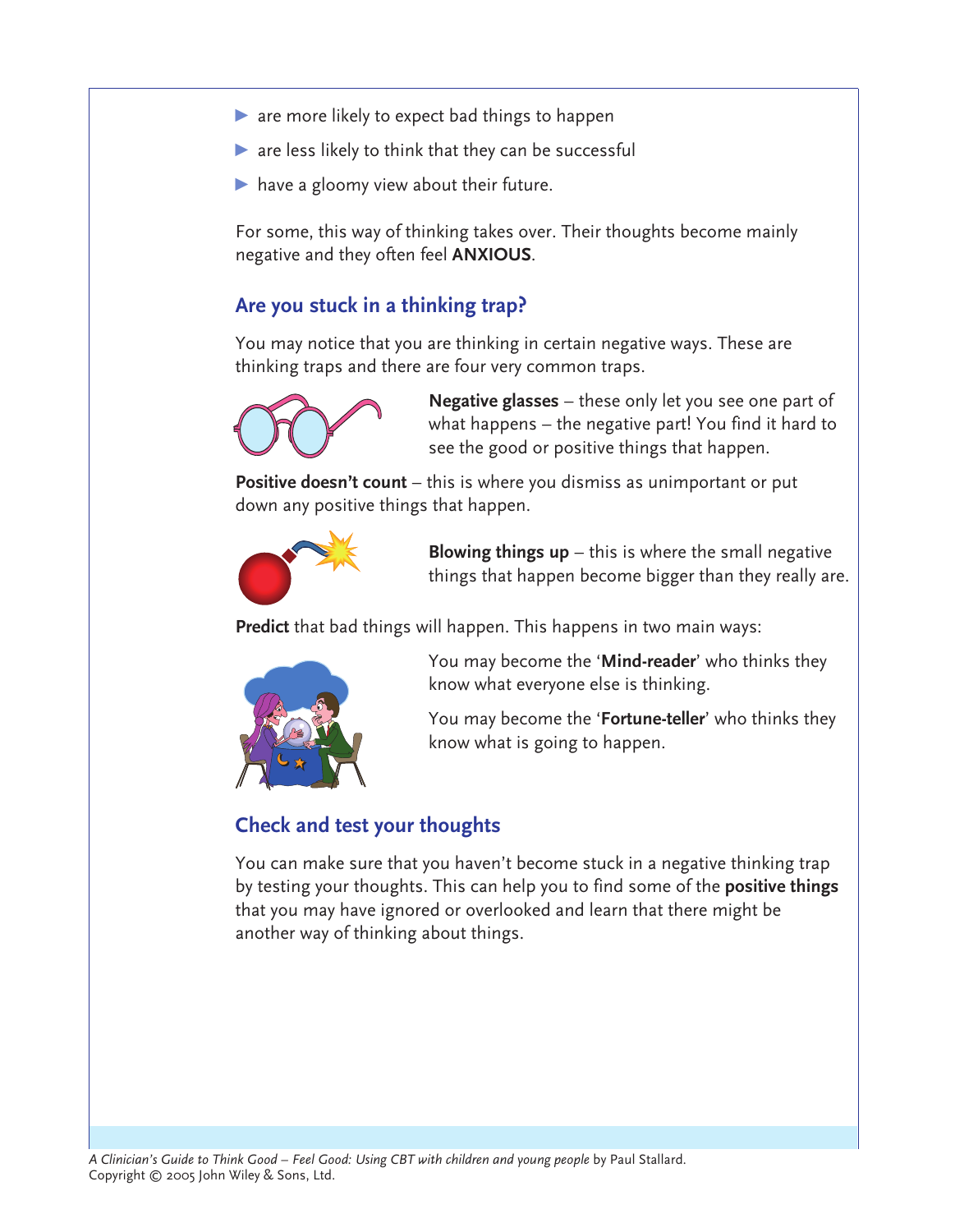- are more likely to expect bad things to happen
- are less likely to think that they can be successful
- have a gloomy view about their future.

For some, this way of thinking takes over. Their thoughts become mainly negative and they often feel **ANXIOUS**.

## Are you stuck in a thinking trap?

You may notice that you are thinking in certain negative ways. These are thinking traps and there are four very common traps.

**Negative glasses** – these only let you see one part of what happens – the negative part! You find it hard to see the good or positive things that happen.

**Positive doesn't count** – this is where you dismiss as unimportant or put down any positive things that happen.

**Blowing things up** – this is where the small negative things that happen become bigger than they really are.

**Predict** that bad things will happen. This happens in two main ways:

You may become the '**Mind-reader**' who thinks they know what everyone else is thinking.

You may become the '**Fortune-teller**' who thinks they know what is going to happen.

## Check and test your thoughts

You can make sure that you haven't become stuck in a negative thinking trap by testing your thoughts. This can help you to find some of the **positive things** that you may have ignored or overlooked and learn that there might be another way of thinking about things.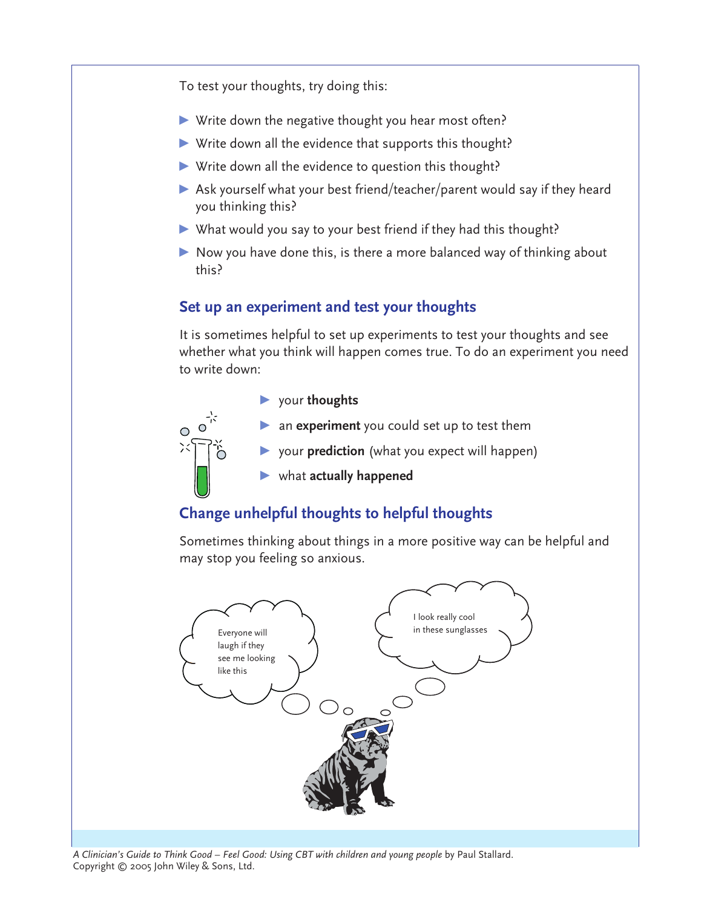To test your thoughts, try doing this:

- Write down the negative thought you hear most often?
- Write down all the evidence that supports this thought?
- Write down all the evidence to question this thought?
- Ask yourself what your best friend/teacher/parent would say if they heard you thinking this?
- What would you say to your best friend if they had this thought?
- Now you have done this, is there a more balanced way of thinking about this?

## Set up an experiment and test your thoughts

It is sometimes helpful to set up experiments to test your thoughts and see whether what you think will happen comes true. To do an experiment you need to write down:

- your **thoughts**
- an **experiment** you could set up to test them
- your **prediction** (what you expect will happen)
- what **actually happened**

## Change unhelpful thoughts to helpful thoughts

Sometimes thinking about things in a more positive way can be helpful and may stop you feeling so anxious.

Everyone will laugh if they see me looking like this

I look really cool in these sunglasses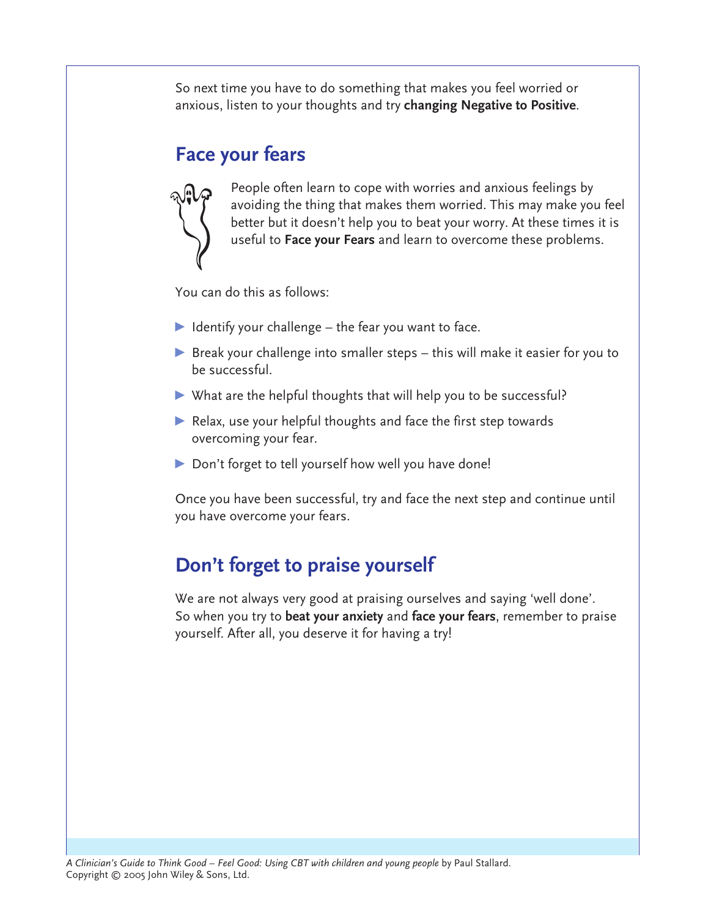So next time you have to do something that makes you feel worried or anxious, listen to your thoughts and try **changing Negative to Positive**.

## Face your fears

People often learn to cope with worries and anxious feelings by avoiding the thing that makes them worried. This may make you feel better but it doesn't help you to beat your worry. At these times it is useful to **Face your Fears** and learn to overcome these problems.

You can do this as follows:

- Identify your challenge – the fear you want to face.
- Break your challenge into smaller steps – this will make it easier for you to be successful.
- What are the helpful thoughts that will help you to be successful?
- Relax, use your helpful thoughts and face the first step towards overcoming your fear.
- Don't forget to tell yourself how well you have done!

Once you have been successful, try and face the next step and continue until you have overcome your fears.

## Don't forget to praise yourself

We are not always very good at praising ourselves and saying 'well done'. So when you try to **beat your anxiety** and **face your fears**, remember to praise yourself. After all, you deserve it for having a try!

*A Clinician's Guide to Think Good – Feel Good: Using CBT with children and young people* by Paul Stallard.
Copyright © 2005 John Wiley & Sons, Ltd.